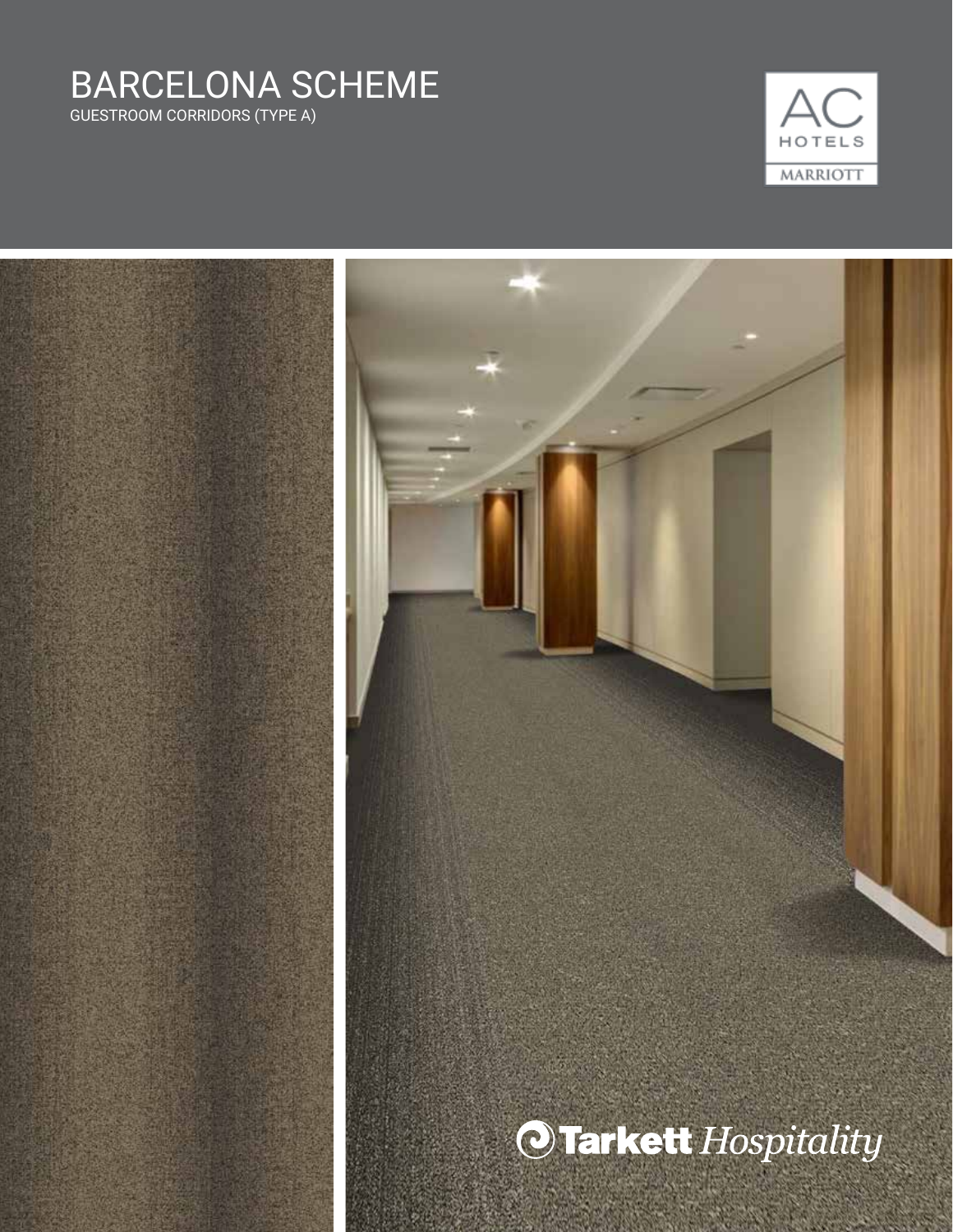# BARCELONA SCHEME

GUESTROOM CORRIDORS (TYPE A)

AC HOTELS MARRIOTT

Tarkett *Hospitality*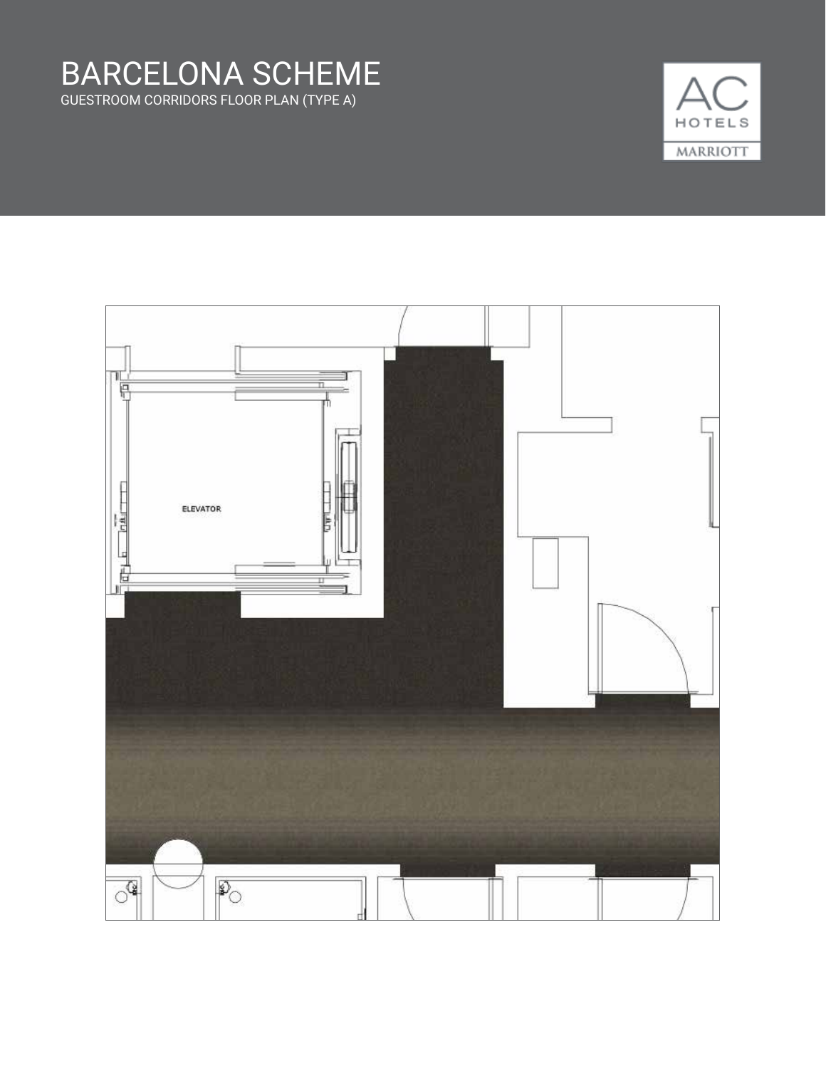# BARCELONA SCHEME

GUESTROOM CORRIDORS FLOOR PLAN (TYPE A)

ELEVATOR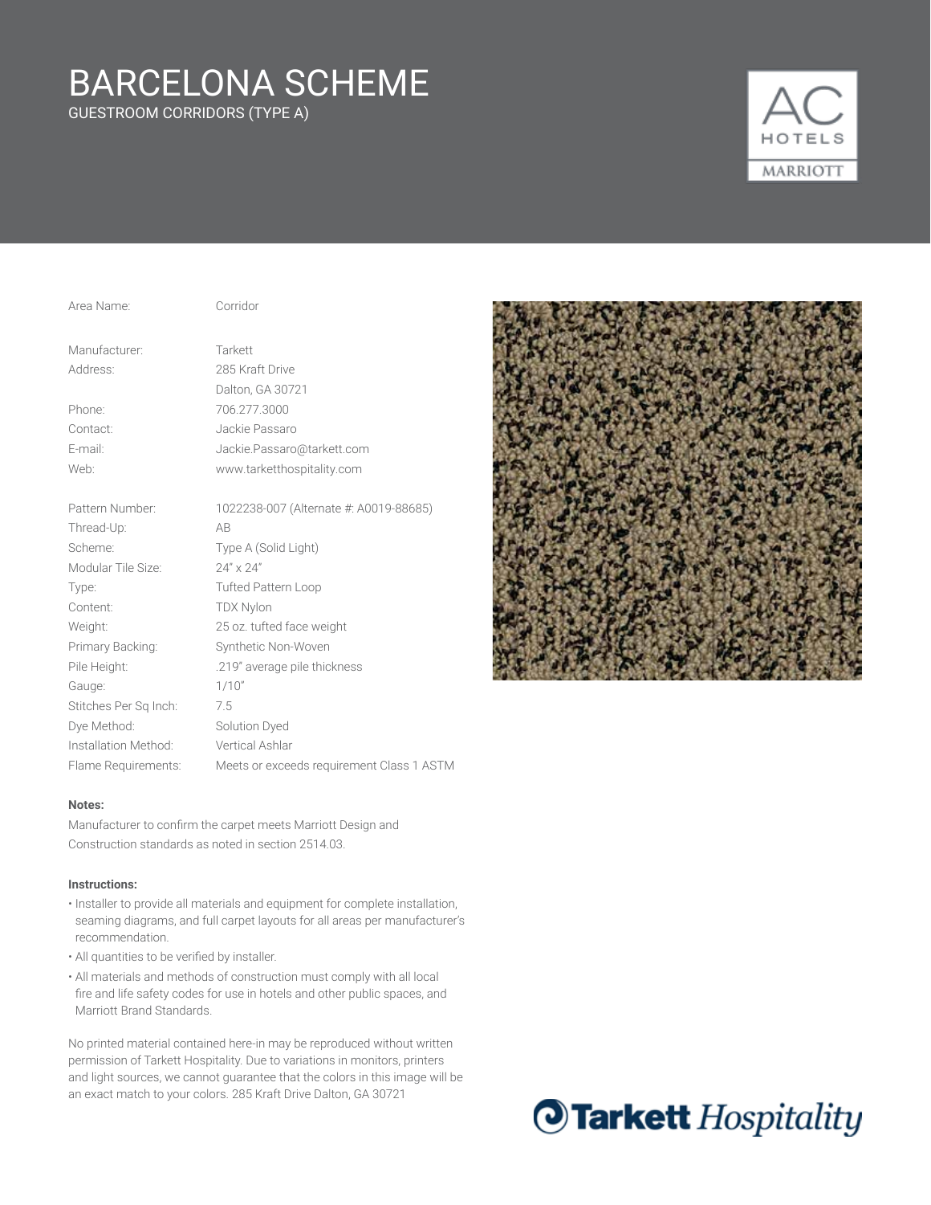# BARCELONA SCHEME

GUESTROOM CORRIDORS (TYPE A)

AC HOTELS MARRIOTT

| | |
|---|---|
| Area Name: | Corridor |
| | |
| Manufacturer: | Tarkett |
| Address: | 285 Kraft Drive<br>Dalton, GA 30721 |
| Phone: | 706.277.3000 |
| Contact: | Jackie Passaro |
| E-mail: | Jackie.Passaro@tarkett.com |
| Web: | www.tarketthospitality.com |
| | |
| Pattern Number: | 1022238-007 (Alternate #: A0019-88685) |
| Thread-Up: | AB |
| Scheme: | Type A (Solid Light) |
| Modular Tile Size: | 24" x 24" |
| Type: | Tufted Pattern Loop |
| Content: | TDX Nylon |
| Weight: | 25 oz. tufted face weight |
| Primary Backing: | Synthetic Non-Woven |
| Pile Height: | .219" average pile thickness |
| Gauge: | 1/10" |
| Stitches Per Sq Inch: | 7.5 |
| Dye Method: | Solution Dyed |
| Installation Method: | Vertical Ashlar |
| Flame Requirements: | Meets or exceeds requirement Class 1 ASTM |

**Notes:**

Manufacturer to confirm the carpet meets Marriott Design and Construction standards as noted in section 2514.03.

**Instructions:**

- Installer to provide all materials and equipment for complete installation, seaming diagrams, and full carpet layouts for all areas per manufacturer's recommendation.
- All quantities to be verified by installer.
- All materials and methods of construction must comply with all local fire and life safety codes for use in hotels and other public spaces, and Marriott Brand Standards.

No printed material contained here-in may be reproduced without written permission of Tarkett Hospitality. Due to variations in monitors, printers and light sources, we cannot guarantee that the colors in this image will be an exact match to your colors. 285 Kraft Drive Dalton, GA 30721

Tarkett *Hospitality*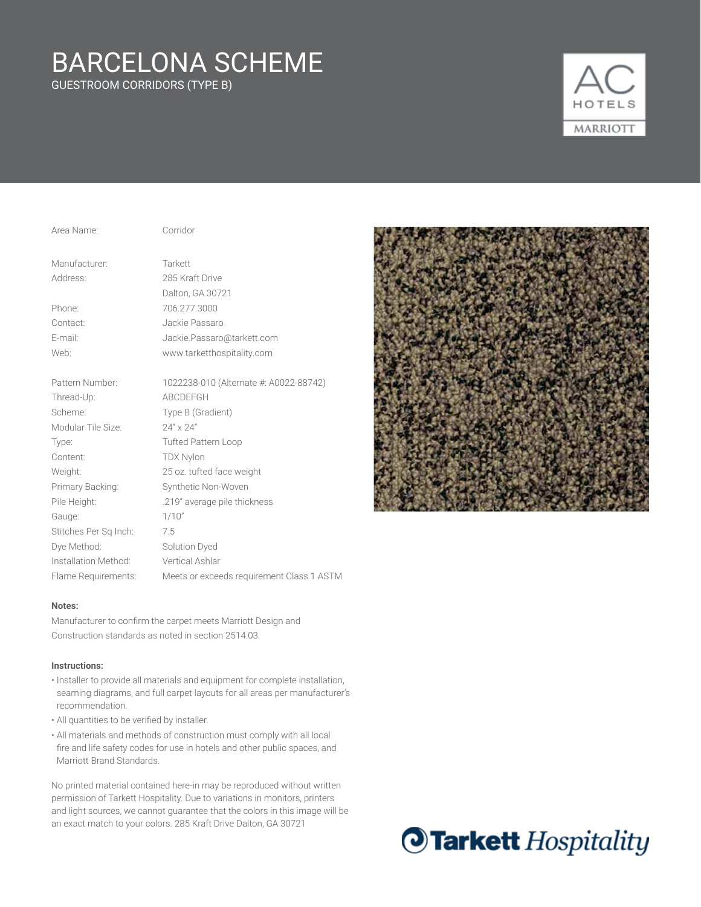# BARCELONA SCHEME

GUESTROOM CORRIDORS (TYPE B)

AC HOTELS MARRIOTT

| | |
|---|---|
| Area Name: | Corridor |
| Manufacturer: | Tarkett |
| Address: | 285 Kraft Drive<br>Dalton, GA 30721 |
| Phone: | 706.277.3000 |
| Contact: | Jackie Passaro |
| E-mail: | Jackie.Passaro@tarkett.com |
| Web: | www.tarketthospitality.com |
| Pattern Number: | 1022238-010 (Alternate #: A0022-88742) |
| Thread-Up: | ABCDEFGH |
| Scheme: | Type B (Gradient) |
| Modular Tile Size: | 24" x 24" |
| Type: | Tufted Pattern Loop |
| Content: | TDX Nylon |
| Weight: | 25 oz. tufted face weight |
| Primary Backing: | Synthetic Non-Woven |
| Pile Height: | .219" average pile thickness |
| Gauge: | 1/10" |
| Stitches Per Sq Inch: | 7.5 |
| Dye Method: | Solution Dyed |
| Installation Method: | Vertical Ashlar |
| Flame Requirements: | Meets or exceeds requirement Class 1 ASTM |

**Notes:**

Manufacturer to confirm the carpet meets Marriott Design and Construction standards as noted in section 2514.03.

**Instructions:**

- Installer to provide all materials and equipment for complete installation, seaming diagrams, and full carpet layouts for all areas per manufacturer's recommendation.
- All quantities to be verified by installer.
- All materials and methods of construction must comply with all local fire and life safety codes for use in hotels and other public spaces, and Marriott Brand Standards.

No printed material contained here-in may be reproduced without written permission of Tarkett Hospitality. Due to variations in monitors, printers and light sources, we cannot guarantee that the colors in this image will be an exact match to your colors. 285 Kraft Drive Dalton, GA 30721

Tarkett Hospitality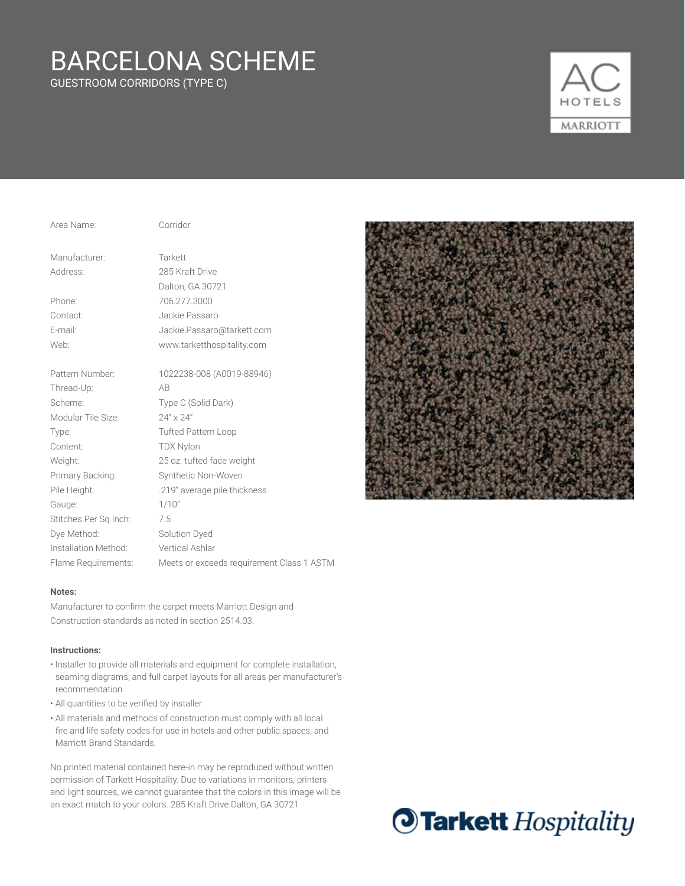# BARCELONA SCHEME

GUESTROOM CORRIDORS (TYPE C)

AC HOTELS MARRIOTT

| | |
|---|---|
| Area Name: | Corridor |
| Manufacturer: | Tarkett |
| Address: | 285 Kraft Drive<br>Dalton, GA 30721 |
| Phone: | 706.277.3000 |
| Contact: | Jackie Passaro |
| E-mail: | Jackie.Passaro@tarkett.com |
| Web: | www.tarketthospitality.com |
| Pattern Number: | 1022238-008 (A0019-88946) |
| Thread-Up: | AB |
| Scheme: | Type C (Solid Dark) |
| Modular Tile Size: | 24" x 24" |
| Type: | Tufted Pattern Loop |
| Content: | TDX Nylon |
| Weight: | 25 oz. tufted face weight |
| Primary Backing: | Synthetic Non-Woven |
| Pile Height: | .219" average pile thickness |
| Gauge: | 1/10" |
| Stitches Per Sq Inch: | 7.5 |
| Dye Method: | Solution Dyed |
| Installation Method: | Vertical Ashlar |
| Flame Requirements: | Meets or exceeds requirement Class 1 ASTM |

**Notes:**

Manufacturer to confirm the carpet meets Marriott Design and Construction standards as noted in section 2514.03.

**Instructions:**

- Installer to provide all materials and equipment for complete installation, seaming diagrams, and full carpet layouts for all areas per manufacturer's recommendation.
- All quantities to be verified by installer.
- All materials and methods of construction must comply with all local fire and life safety codes for use in hotels and other public spaces, and Marriott Brand Standards.

No printed material contained here-in may be reproduced without written permission of Tarkett Hospitality. Due to variations in monitors, printers and light sources, we cannot guarantee that the colors in this image will be an exact match to your colors. 285 Kraft Drive Dalton, GA 30721

Tarkett Hospitality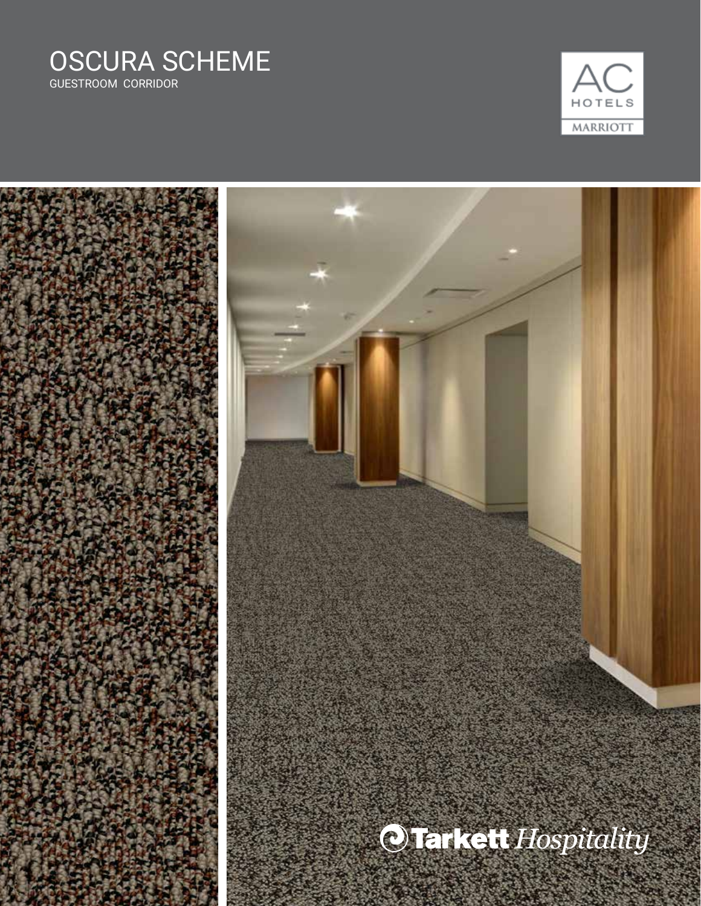# OSCURA SCHEME

GUESTROOM CORRIDOR

AC HOTELS MARRIOTT

Tarkett *Hospitality*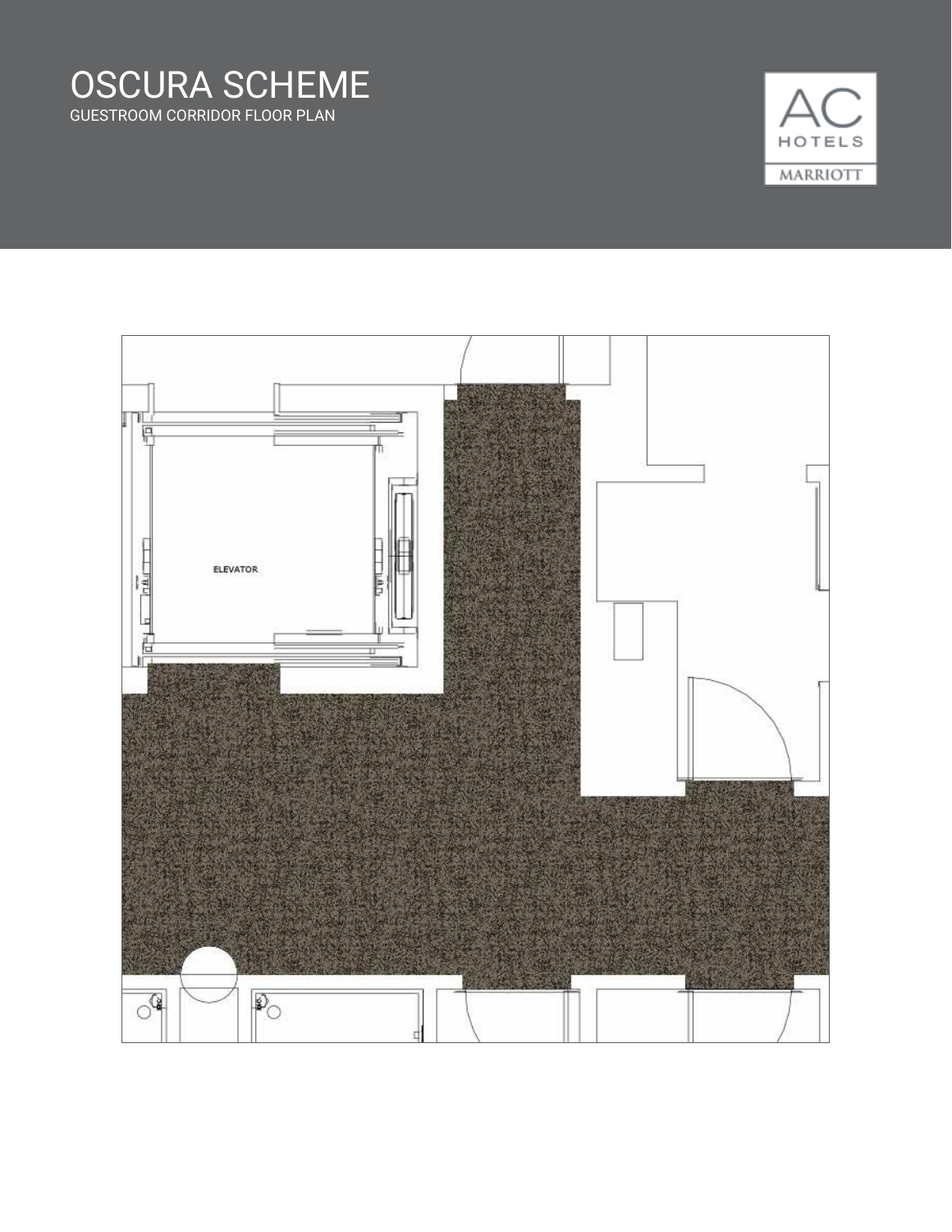# OSCURA SCHEME

GUESTROOM CORRIDOR FLOOR PLAN

AC HOTELS MARRIOTT

ELEVATOR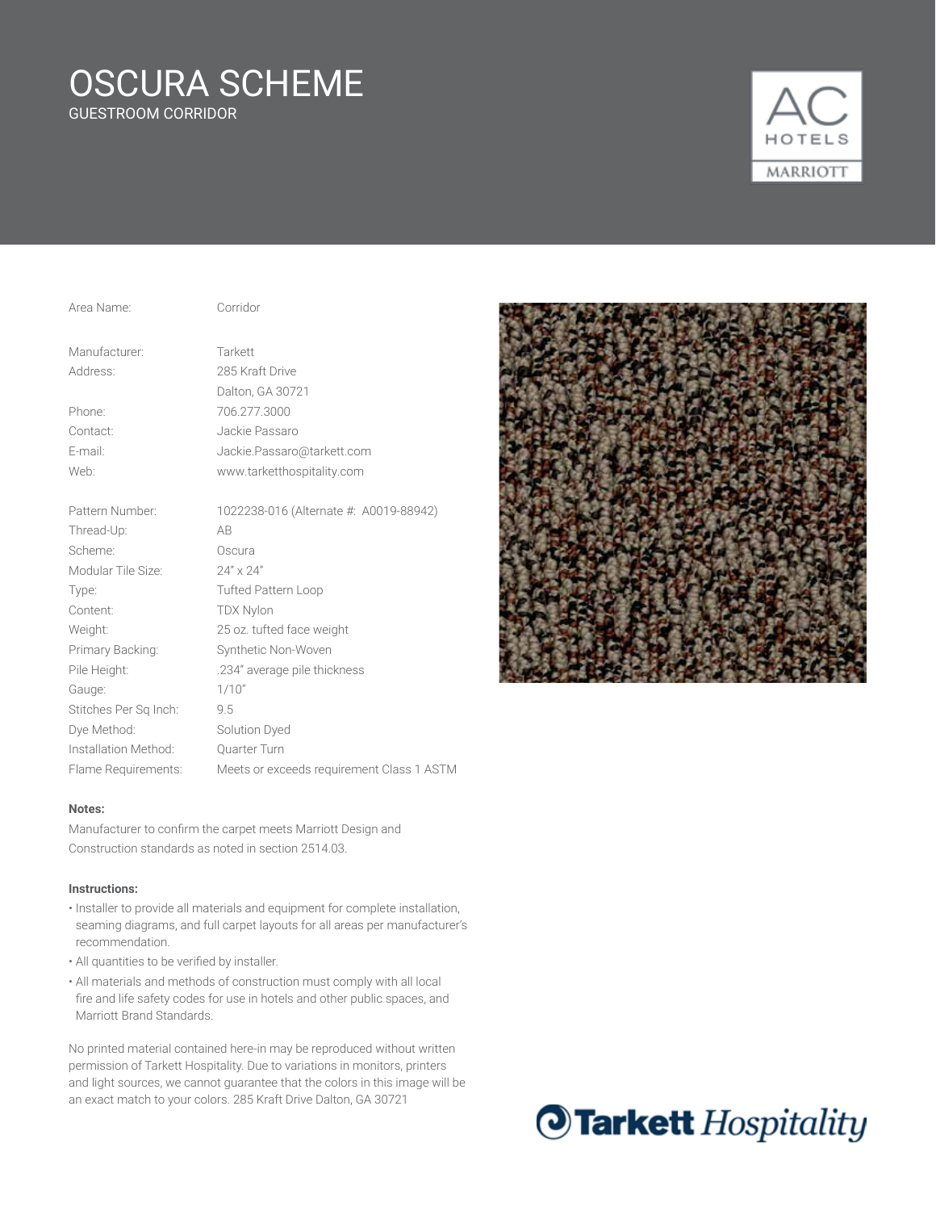# OSCURA SCHEME

GUESTROOM CORRIDOR

AC HOTELS MARRIOTT

| | |
|---|---|
| Area Name: | Corridor |
| Manufacturer: | Tarkett |
| Address: | 285 Kraft Drive<br>Dalton, GA 30721 |
| Phone: | 706.277.3000 |
| Contact: | Jackie Passaro |
| E-mail: | Jackie.Passaro@tarkett.com |
| Web: | www.tarketthospitality.com |
| Pattern Number: | 1022238-016 (Alternate #: A0019-88942) |
| Thread-Up: | AB |
| Scheme: | Oscura |
| Modular Tile Size: | 24" x 24" |
| Type: | Tufted Pattern Loop |
| Content: | TDX Nylon |
| Weight: | 25 oz. tufted face weight |
| Primary Backing: | Synthetic Non-Woven |
| Pile Height: | .234" average pile thickness |
| Gauge: | 1/10" |
| Stitches Per Sq Inch: | 9.5 |
| Dye Method: | Solution Dyed |
| Installation Method: | Quarter Turn |
| Flame Requirements: | Meets or exceeds requirement Class 1 ASTM |

**Notes:**

Manufacturer to confirm the carpet meets Marriott Design and Construction standards as noted in section 2514.03.

**Instructions:**

- Installer to provide all materials and equipment for complete installation, seaming diagrams, and full carpet layouts for all areas per manufacturer's recommendation.
- All quantities to be verified by installer.
- All materials and methods of construction must comply with all local fire and life safety codes for use in hotels and other public spaces, and Marriott Brand Standards.

No printed material contained here-in may be reproduced without written permission of Tarkett Hospitality. Due to variations in monitors, printers and light sources, we cannot guarantee that the colors in this image will be an exact match to your colors. 285 Kraft Drive Dalton, GA 30721

Tarkett Hospitality